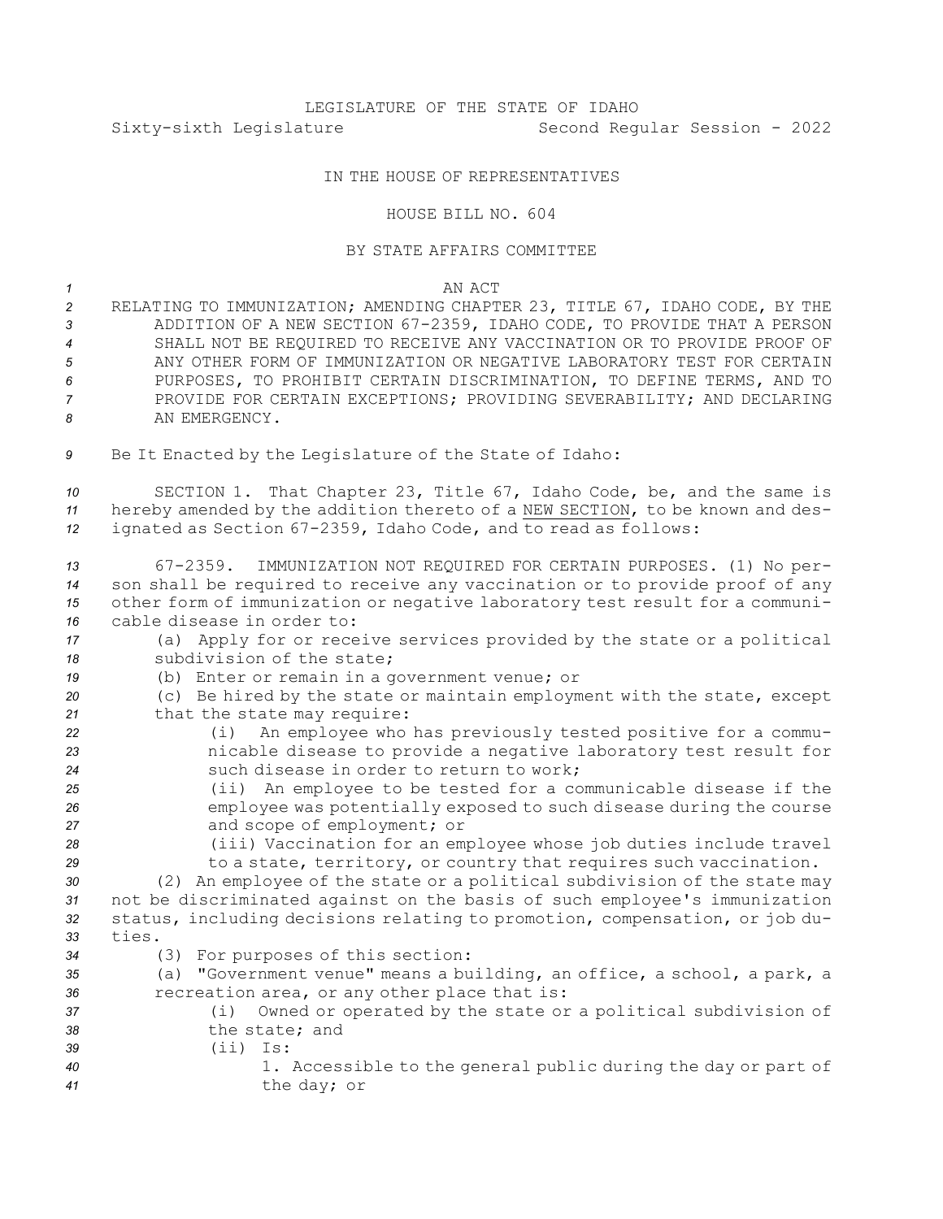LEGISLATURE OF THE STATE OF IDAHO

Sixty-sixth Legislature Second Regular Session - 2022

IN THE HOUSE OF REPRESENTATIVES

HOUSE BILL NO. 604

BY STATE AFFAIRS COMMITTEE

AN ACT

RELATING TO IMMUNIZATION; AMENDING CHAPTER 23, TITLE 67, IDAHO CODE, BY THE ADDITION OF A NEW SECTION 67-2359, IDAHO CODE, TO PROVIDE THAT A PERSON SHALL NOT BE REQUIRED TO RECEIVE ANY VACCINATION OR TO PROVIDE PROOF OF ANY OTHER FORM OF IMMUNIZATION OR NEGATIVE LABORATORY TEST FOR CERTAIN PURPOSES, TO PROHIBIT CERTAIN DISCRIMINATION, TO DEFINE TERMS, AND TO PROVIDE FOR CERTAIN EXCEPTIONS; PROVIDING SEVERABILITY; AND DECLARING AN EMERGENCY.

Be It Enacted by the Legislature of the State of Idaho:

SECTION 1. That Chapter 23, Title 67, Idaho Code, be, and the same is hereby amended by the addition thereto of a NEW SECTION, to be known and designated as Section 67-2359, Idaho Code, and to read as follows:

67-2359. IMMUNIZATION NOT REQUIRED FOR CERTAIN PURPOSES. (1) No person shall be required to receive any vaccination or to provide proof of any other form of immunization or negative laboratory test result for a communicable disease in order to:

(a) Apply for or receive services provided by the state or a political subdivision of the state;

(b) Enter or remain in a government venue; or

(c) Be hired by the state or maintain employment with the state, except that the state may require:

(i) An employee who has previously tested positive for a communicable disease to provide a negative laboratory test result for such disease in order to return to work;

(ii) An employee to be tested for a communicable disease if the employee was potentially exposed to such disease during the course and scope of employment; or

(iii) Vaccination for an employee whose job duties include travel to a state, territory, or country that requires such vaccination.

(2) An employee of the state or a political subdivision of the state may not be discriminated against on the basis of such employee's immunization status, including decisions relating to promotion, compensation, or job duties.

(3) For purposes of this section:

(a) "Government venue" means a building, an office, a school, a park, a recreation area, or any other place that is:

(i) Owned or operated by the state or a political subdivision of the state; and

(ii) Is:

1. Accessible to the general public during the day or part of the day; or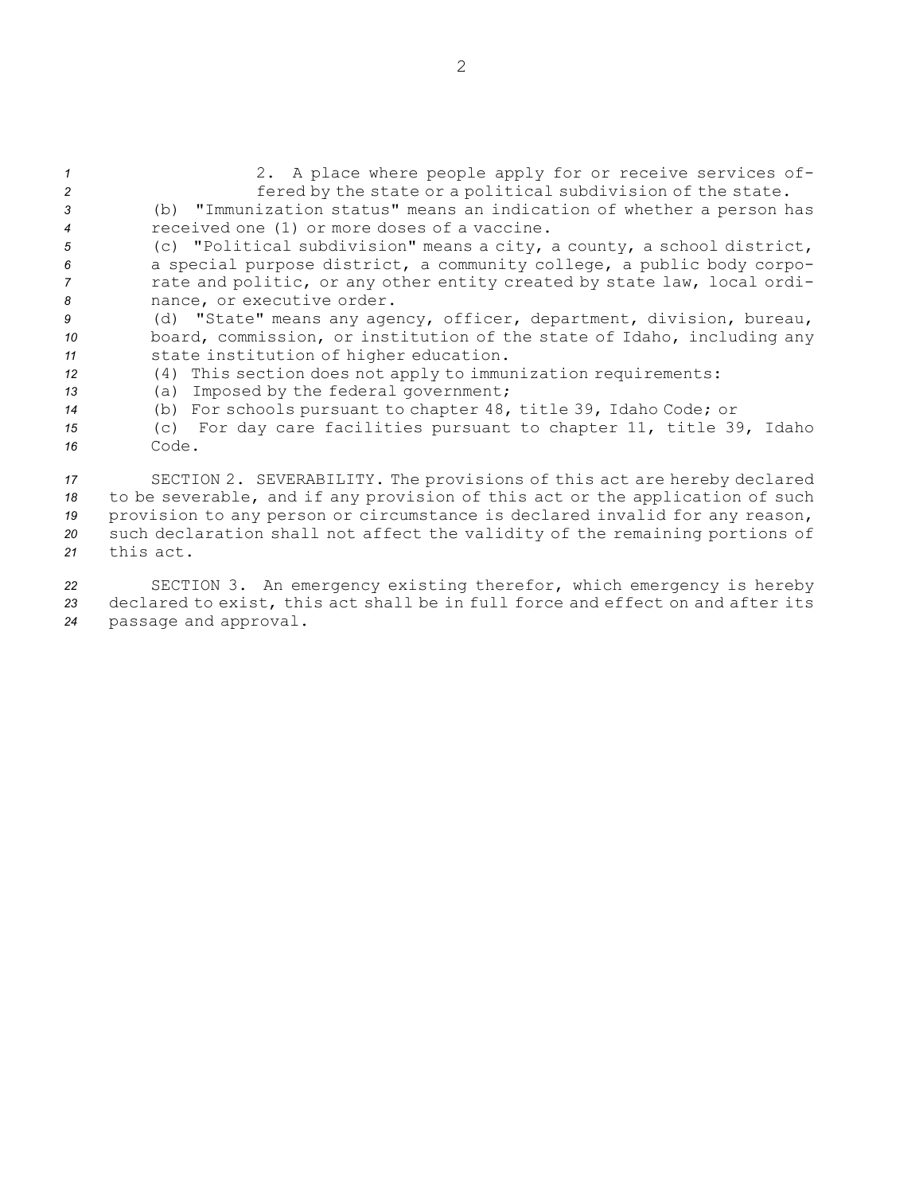2. A place where people apply for or receive services offered by the state or a political subdivision of the state.

(b) "Immunization status" means an indication of whether a person has received one (1) or more doses of a vaccine.

(c) "Political subdivision" means a city, a county, a school district, a special purpose district, a community college, a public body corporate and politic, or any other entity created by state law, local ordinance, or executive order.

(d) "State" means any agency, officer, department, division, bureau, board, commission, or institution of the state of Idaho, including any state institution of higher education.

(4) This section does not apply to immunization requirements:

(a) Imposed by the federal government;

(b) For schools pursuant to chapter 48, title 39, Idaho Code; or

(c) For day care facilities pursuant to chapter 11, title 39, Idaho Code.

SECTION 2. SEVERABILITY. The provisions of this act are hereby declared to be severable, and if any provision of this act or the application of such provision to any person or circumstance is declared invalid for any reason, such declaration shall not affect the validity of the remaining portions of this act.

SECTION 3. An emergency existing therefor, which emergency is hereby declared to exist, this act shall be in full force and effect on and after its passage and approval.